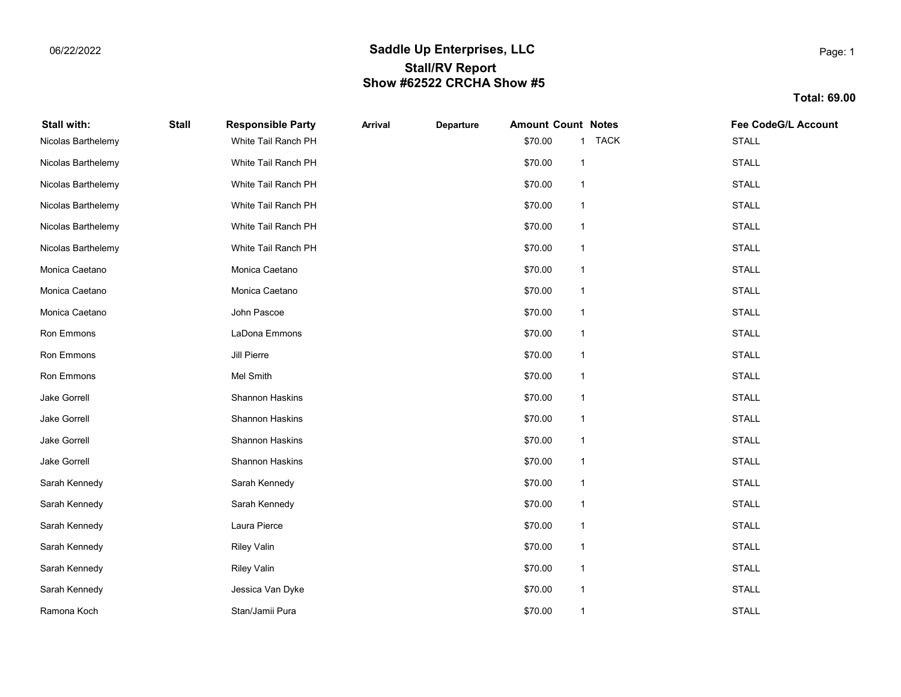06/22/2022

# Saddle Up Enterprises, LLC

## Stall/RV Report

## Show #62522 CRCHA Show #5

**Total: 69.00**

| Stall with: | Stall | Responsible Party | Arrival | Departure | Amount | Count | Notes | Fee Code | G/L Account |
|---|---|---|---|---|---|---|---|---|---|
| Nicolas Barthelemy | | White Tail Ranch PH | | | $70.00 | 1 | TACK | STALL | |
| Nicolas Barthelemy | | White Tail Ranch PH | | | $70.00 | 1 | | STALL | |
| Nicolas Barthelemy | | White Tail Ranch PH | | | $70.00 | 1 | | STALL | |
| Nicolas Barthelemy | | White Tail Ranch PH | | | $70.00 | 1 | | STALL | |
| Nicolas Barthelemy | | White Tail Ranch PH | | | $70.00 | 1 | | STALL | |
| Nicolas Barthelemy | | White Tail Ranch PH | | | $70.00 | 1 | | STALL | |
| Monica Caetano | | Monica Caetano | | | $70.00 | 1 | | STALL | |
| Monica Caetano | | Monica Caetano | | | $70.00 | 1 | | STALL | |
| Monica Caetano | | John Pascoe | | | $70.00 | 1 | | STALL | |
| Ron Emmons | | LaDona Emmons | | | $70.00 | 1 | | STALL | |
| Ron Emmons | | Jill Pierre | | | $70.00 | 1 | | STALL | |
| Ron Emmons | | Mel Smith | | | $70.00 | 1 | | STALL | |
| Jake Gorrell | | Shannon Haskins | | | $70.00 | 1 | | STALL | |
| Jake Gorrell | | Shannon Haskins | | | $70.00 | 1 | | STALL | |
| Jake Gorrell | | Shannon Haskins | | | $70.00 | 1 | | STALL | |
| Jake Gorrell | | Shannon Haskins | | | $70.00 | 1 | | STALL | |
| Sarah Kennedy | | Sarah Kennedy | | | $70.00 | 1 | | STALL | |
| Sarah Kennedy | | Sarah Kennedy | | | $70.00 | 1 | | STALL | |
| Sarah Kennedy | | Laura Pierce | | | $70.00 | 1 | | STALL | |
| Sarah Kennedy | | Riley Valin | | | $70.00 | 1 | | STALL | |
| Sarah Kennedy | | Riley Valin | | | $70.00 | 1 | | STALL | |
| Sarah Kennedy | | Jessica Van Dyke | | | $70.00 | 1 | | STALL | |
| Ramona Koch | | Stan/Jamii Pura | | | $70.00 | 1 | | STALL | |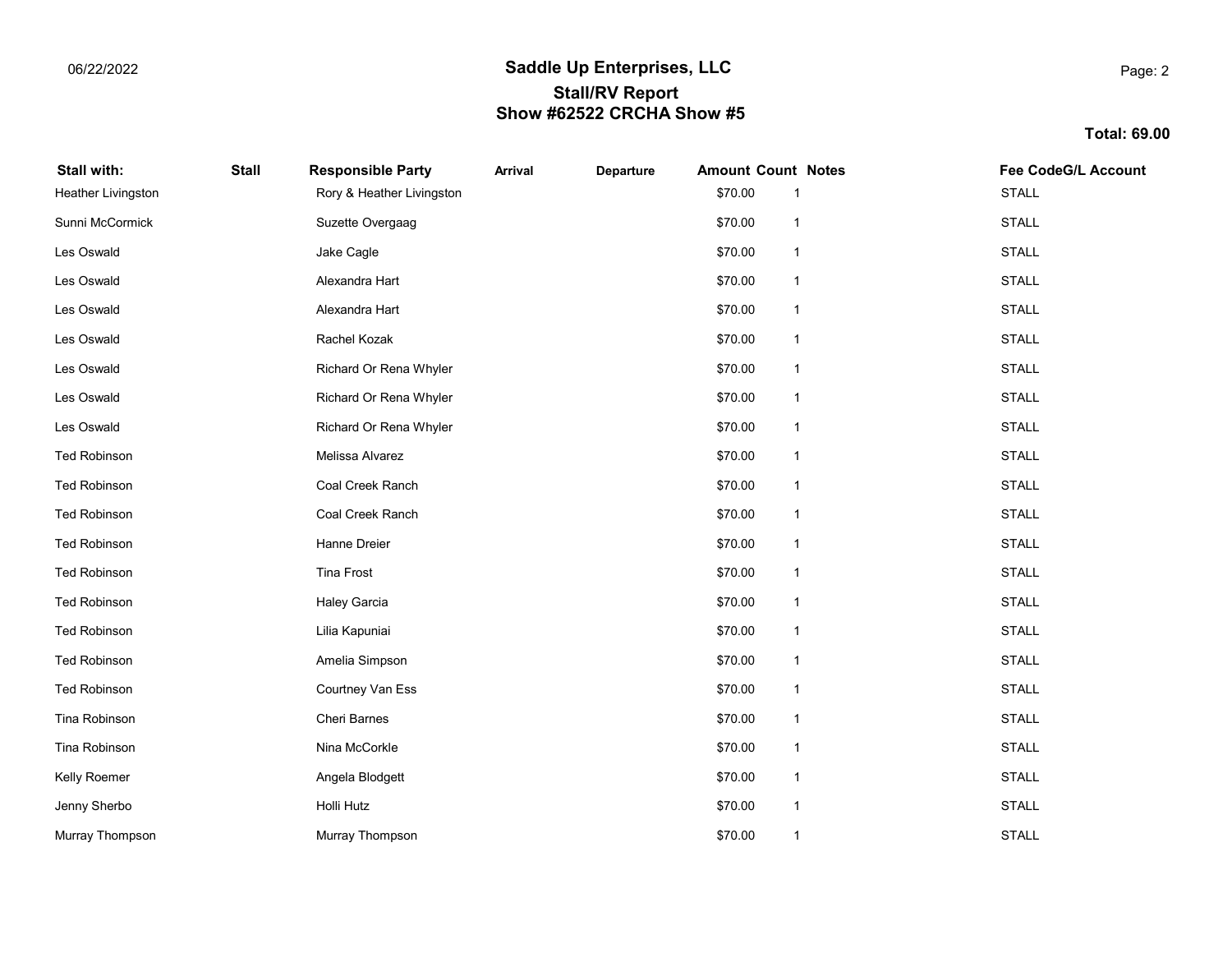## Saddle Up Enterprises, LLC

### Stall/RV Report

### Show #62522 CRCHA Show #5

**Total: 69.00**

| Stall with: | Stall | Responsible Party | Arrival | Departure | Amount | Count | Notes | Fee Code | G/L Account |
|---|---|---|---|---|---|---|---|---|---|
| Heather Livingston | | Rory & Heather Livingston | | | $70.00 | 1 | | STALL | |
| Sunni McCormick | | Suzette Overgaag | | | $70.00 | 1 | | STALL | |
| Les Oswald | | Jake Cagle | | | $70.00 | 1 | | STALL | |
| Les Oswald | | Alexandra Hart | | | $70.00 | 1 | | STALL | |
| Les Oswald | | Alexandra Hart | | | $70.00 | 1 | | STALL | |
| Les Oswald | | Rachel Kozak | | | $70.00 | 1 | | STALL | |
| Les Oswald | | Richard Or Rena Whyler | | | $70.00 | 1 | | STALL | |
| Les Oswald | | Richard Or Rena Whyler | | | $70.00 | 1 | | STALL | |
| Les Oswald | | Richard Or Rena Whyler | | | $70.00 | 1 | | STALL | |
| Ted Robinson | | Melissa Alvarez | | | $70.00 | 1 | | STALL | |
| Ted Robinson | | Coal Creek Ranch | | | $70.00 | 1 | | STALL | |
| Ted Robinson | | Coal Creek Ranch | | | $70.00 | 1 | | STALL | |
| Ted Robinson | | Hanne Dreier | | | $70.00 | 1 | | STALL | |
| Ted Robinson | | Tina Frost | | | $70.00 | 1 | | STALL | |
| Ted Robinson | | Haley Garcia | | | $70.00 | 1 | | STALL | |
| Ted Robinson | | Lilia Kapuniai | | | $70.00 | 1 | | STALL | |
| Ted Robinson | | Amelia Simpson | | | $70.00 | 1 | | STALL | |
| Ted Robinson | | Courtney Van Ess | | | $70.00 | 1 | | STALL | |
| Tina Robinson | | Cheri Barnes | | | $70.00 | 1 | | STALL | |
| Tina Robinson | | Nina McCorkle | | | $70.00 | 1 | | STALL | |
| Kelly Roemer | | Angela Blodgett | | | $70.00 | 1 | | STALL | |
| Jenny Sherbo | | Holli Hutz | | | $70.00 | 1 | | STALL | |
| Murray Thompson | | Murray Thompson | | | $70.00 | 1 | | STALL | |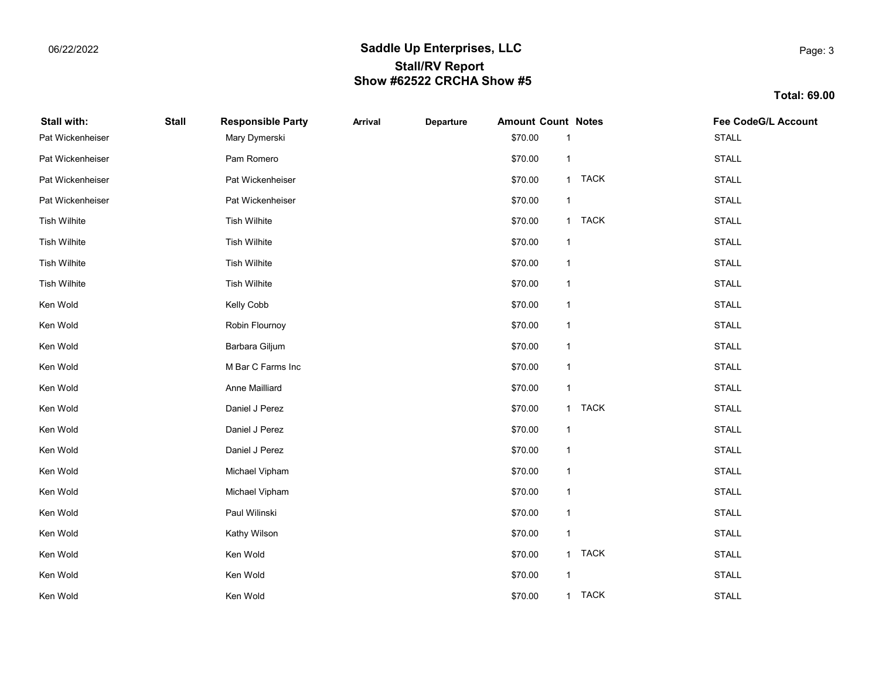# Saddle Up Enterprises, LLC

## Stall/RV Report

## Show #62522 CRCHA Show #5

**Total: 69.00**

| Stall with: | Stall | Responsible Party | Arrival | Departure | Amount | Count | Notes | Fee Code | G/L Account |
|---|---|---|---|---|---|---|---|---|---|
| Pat Wickenheiser | | Mary Dymerski | | | $70.00 | 1 | | STALL | |
| Pat Wickenheiser | | Pam Romero | | | $70.00 | 1 | | STALL | |
| Pat Wickenheiser | | Pat Wickenheiser | | | $70.00 | 1 | TACK | STALL | |
| Pat Wickenheiser | | Pat Wickenheiser | | | $70.00 | 1 | | STALL | |
| Tish Wilhite | | Tish Wilhite | | | $70.00 | 1 | TACK | STALL | |
| Tish Wilhite | | Tish Wilhite | | | $70.00 | 1 | | STALL | |
| Tish Wilhite | | Tish Wilhite | | | $70.00 | 1 | | STALL | |
| Tish Wilhite | | Tish Wilhite | | | $70.00 | 1 | | STALL | |
| Ken Wold | | Kelly Cobb | | | $70.00 | 1 | | STALL | |
| Ken Wold | | Robin Flournoy | | | $70.00 | 1 | | STALL | |
| Ken Wold | | Barbara Giljum | | | $70.00 | 1 | | STALL | |
| Ken Wold | | M Bar C Farms Inc | | | $70.00 | 1 | | STALL | |
| Ken Wold | | Anne Mailliard | | | $70.00 | 1 | | STALL | |
| Ken Wold | | Daniel J Perez | | | $70.00 | 1 | TACK | STALL | |
| Ken Wold | | Daniel J Perez | | | $70.00 | 1 | | STALL | |
| Ken Wold | | Daniel J Perez | | | $70.00 | 1 | | STALL | |
| Ken Wold | | Michael Vipham | | | $70.00 | 1 | | STALL | |
| Ken Wold | | Michael Vipham | | | $70.00 | 1 | | STALL | |
| Ken Wold | | Paul Wilinski | | | $70.00 | 1 | | STALL | |
| Ken Wold | | Kathy Wilson | | | $70.00 | 1 | | STALL | |
| Ken Wold | | Ken Wold | | | $70.00 | 1 | TACK | STALL | |
| Ken Wold | | Ken Wold | | | $70.00 | 1 | | STALL | |
| Ken Wold | | Ken Wold | | | $70.00 | 1 | TACK | STALL | |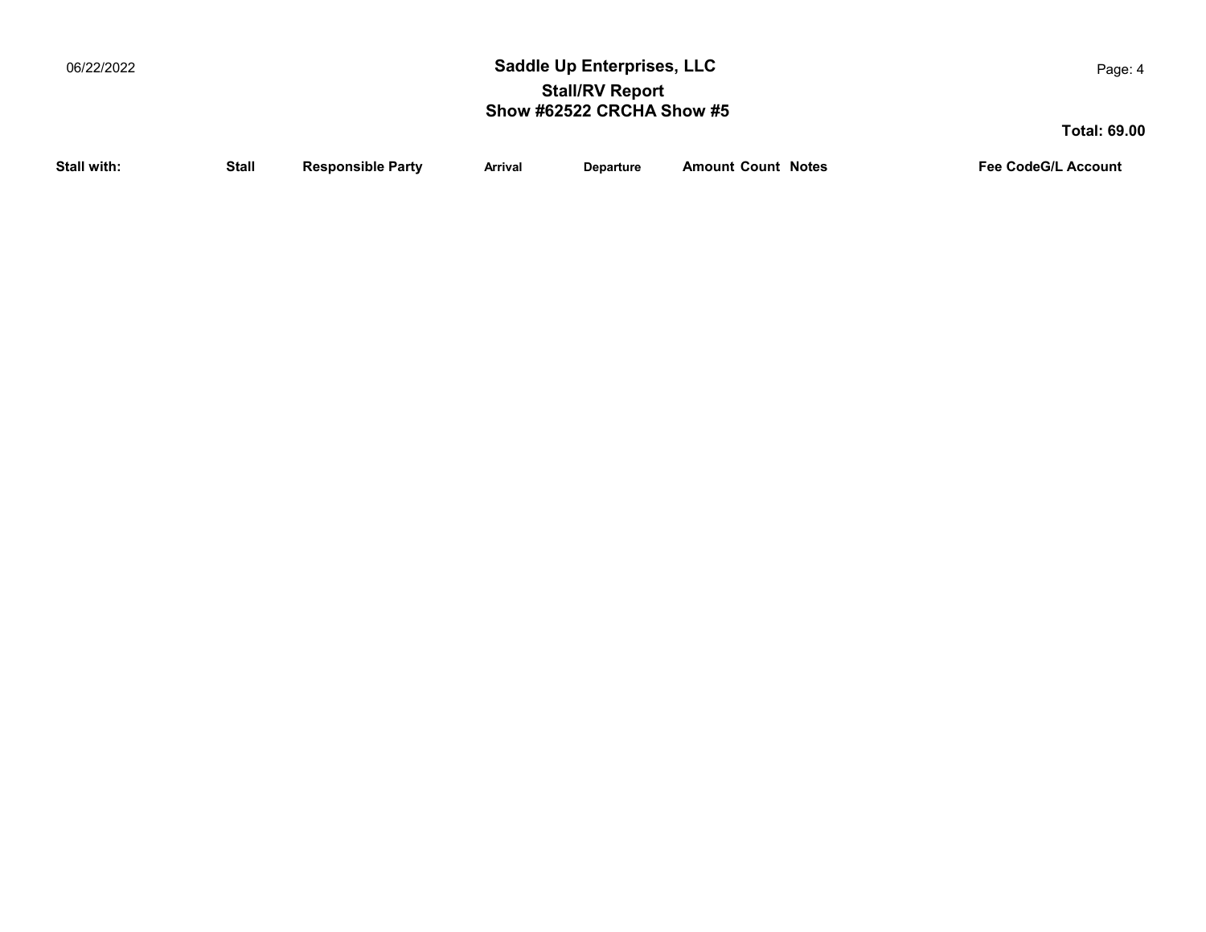# Saddle Up Enterprises, LLC

## Stall/RV Report

## Show #62522 CRCHA Show #5

06/22/2022

**Total: 69.00**

| Stall with: | Stall | Responsible Party | Arrival | Departure | Amount | Count | Notes | Fee Code | G/L Account |
|---|---|---|---|---|---|---|---|---|---|